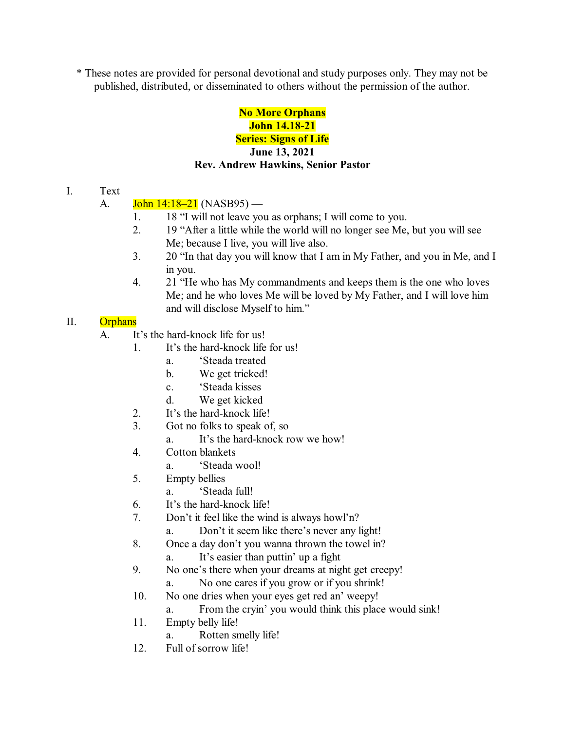\* These notes are provided for personal devotional and study purposes only. They may not be published, distributed, or disseminated to others without the permission of the author.

**No More Orphans**
**John 14.18-21**
**Series: Signs of Life**
**June 13, 2021**
**Rev. Andrew Hawkins, Senior Pastor**

I. Text
   A. John 14:18–21 (NASB95) —
      1. 18 "I will not leave you as orphans; I will come to you.
      2. 19 "After a little while the world will no longer see Me, but you will see Me; because I live, you will live also.
      3. 20 "In that day you will know that I am in My Father, and you in Me, and I in you.
      4. 21 "He who has My commandments and keeps them is the one who loves Me; and he who loves Me will be loved by My Father, and I will love him and will disclose Myself to him."

II. Orphans
   A. It's the hard-knock life for us!
      1. It's the hard-knock life for us!
         a. 'Steada treated
         b. We get tricked!
         c. 'Steada kisses
         d. We get kicked
      2. It's the hard-knock life!
      3. Got no folks to speak of, so
         a. It's the hard-knock row we how!
      4. Cotton blankets
         a. 'Steada wool!
      5. Empty bellies
         a. 'Steada full!
      6. It's the hard-knock life!
      7. Don't it feel like the wind is always howl'n?
         a. Don't it seem like there's never any light!
      8. Once a day don't you wanna thrown the towel in?
         a. It's easier than puttin' up a fight
      9. No one's there when your dreams at night get creepy!
         a. No one cares if you grow or if you shrink!
      10. No one dries when your eyes get red an' weepy!
         a. From the cryin' you would think this place would sink!
      11. Empty belly life!
         a. Rotten smelly life!
      12. Full of sorrow life!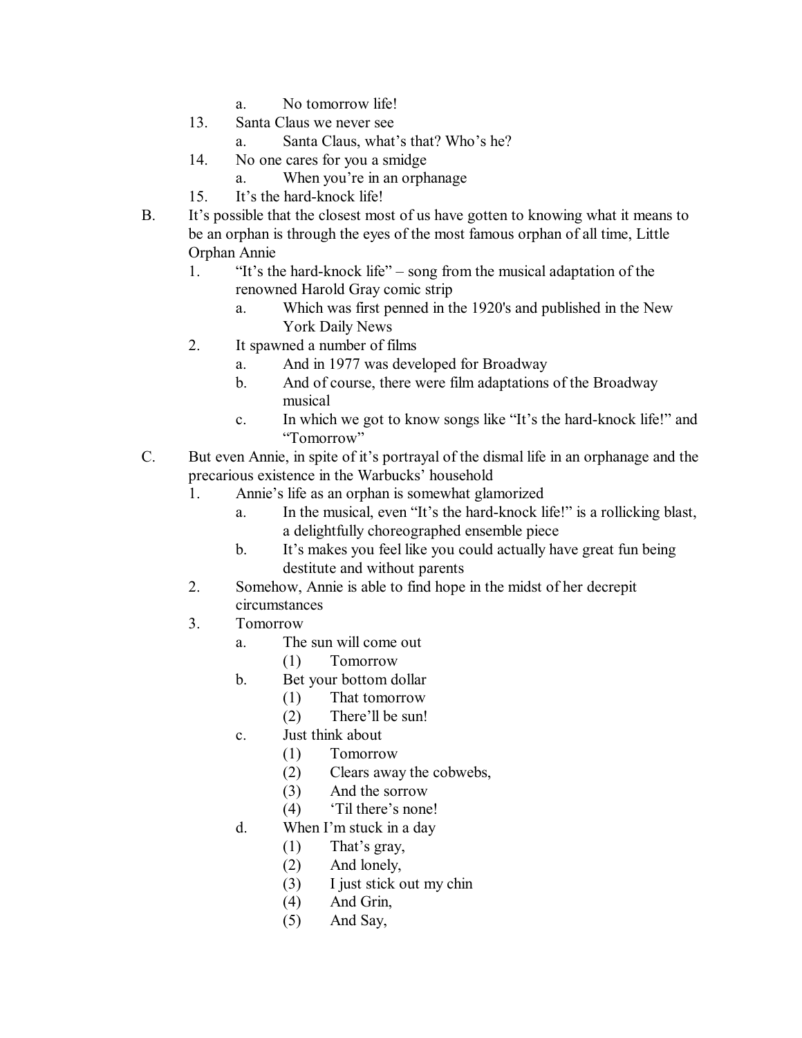a. No tomorrow life!

    13. Santa Claus we never see

        a. Santa Claus, what's that? Who's he?

    14. No one cares for you a smidge

        a. When you're in an orphanage

    15. It's the hard-knock life!

B. It's possible that the closest most of us have gotten to knowing what it means to be an orphan is through the eyes of the most famous orphan of all time, Little Orphan Annie

    1. "It's the hard-knock life" – song from the musical adaptation of the renowned Harold Gray comic strip

        a. Which was first penned in the 1920's and published in the New York Daily News

    2. It spawned a number of films

        a. And in 1977 was developed for Broadway

        b. And of course, there were film adaptations of the Broadway musical

        c. In which we got to know songs like "It's the hard-knock life!" and "Tomorrow"

C. But even Annie, in spite of it's portrayal of the dismal life in an orphanage and the precarious existence in the Warbucks' household

    1. Annie's life as an orphan is somewhat glamorized

        a. In the musical, even "It's the hard-knock life!" is a rollicking blast, a delightfully choreographed ensemble piece

        b. It's makes you feel like you could actually have great fun being destitute and without parents

    2. Somehow, Annie is able to find hope in the midst of her decrepit circumstances

    3. Tomorrow

        a. The sun will come out

            (1) Tomorrow

        b. Bet your bottom dollar

            (1) That tomorrow

            (2) There'll be sun!

        c. Just think about

            (1) Tomorrow

            (2) Clears away the cobwebs,

            (3) And the sorrow

            (4) 'Til there's none!

        d. When I'm stuck in a day

            (1) That's gray,

            (2) And lonely,

            (3) I just stick out my chin

            (4) And Grin,

            (5) And Say,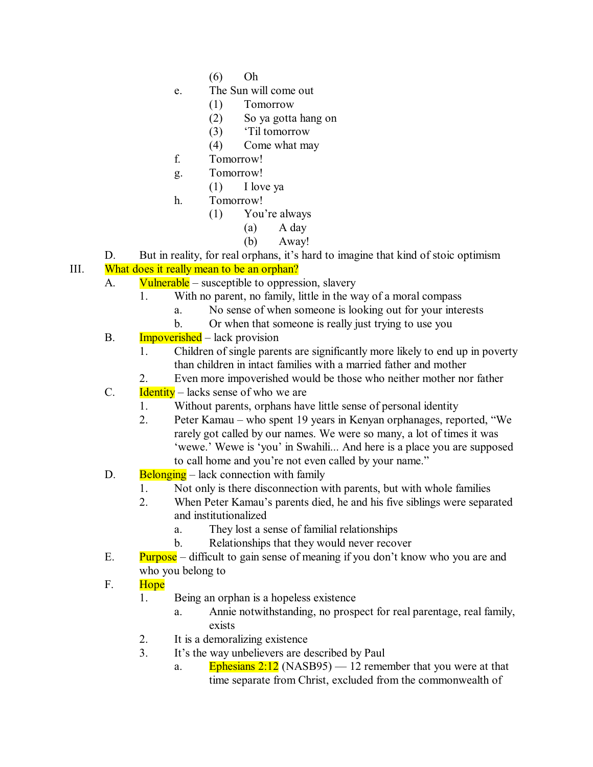(6) Oh
        e. The Sun will come out
            (1) Tomorrow"
            (2) So ya gotta hang on
            (3) 'Til tomorrow
            (4) Come what may
        f. Tomorrow!
        g. Tomorrow!
            (1) I love ya
        h. Tomorrow!
            (1) You're always
                (a) A day
                (b) Away!
    D. But in reality, for real orphans, it's hard to imagine that kind of stoic optimism

III. What does it really mean to be an orphan?
    A. Vulnerable – susceptible to oppression, slavery
        1. With no parent, no family, little in the way of a moral compass
            a. No sense of when someone is looking out for your interests
            b. Or when that someone is really just trying to use you
    B. Impoverished – lack provision
        1. Children of single parents are significantly more likely to end up in poverty than children in intact families with a married father and mother
        2. Even more impoverished would be those who neither mother nor father
    C. Identity – lacks sense of who we are
        1. Without parents, orphans have little sense of personal identity
        2. Peter Kamau – who spent 19 years in Kenyan orphanages, reported, "We rarely got called by our names. We were so many, a lot of times it was 'wewe.' Wewe is 'you' in Swahili... And here is a place you are supposed to call home and you're not even called by your name."
    D. Belonging – lack connection with family
        1. Not only is there disconnection with parents, but with whole families
        2. When Peter Kamau's parents died, he and his five siblings were separated and institutionalized
            a. They lost a sense of familial relationships
            b. Relationships that they would never recover
    E. Purpose – difficult to gain sense of meaning if you don't know who you are and who you belong to
    F. Hope
        1. Being an orphan is a hopeless existence
            a. Annie notwithstanding, no prospect for real parentage, real family, exists
        2. It is a demoralizing existence
        3. It's the way unbelievers are described by Paul
            a. Ephesians 2:12 (NASB95) — 12 remember that you were at that time separate from Christ, excluded from the commonwealth of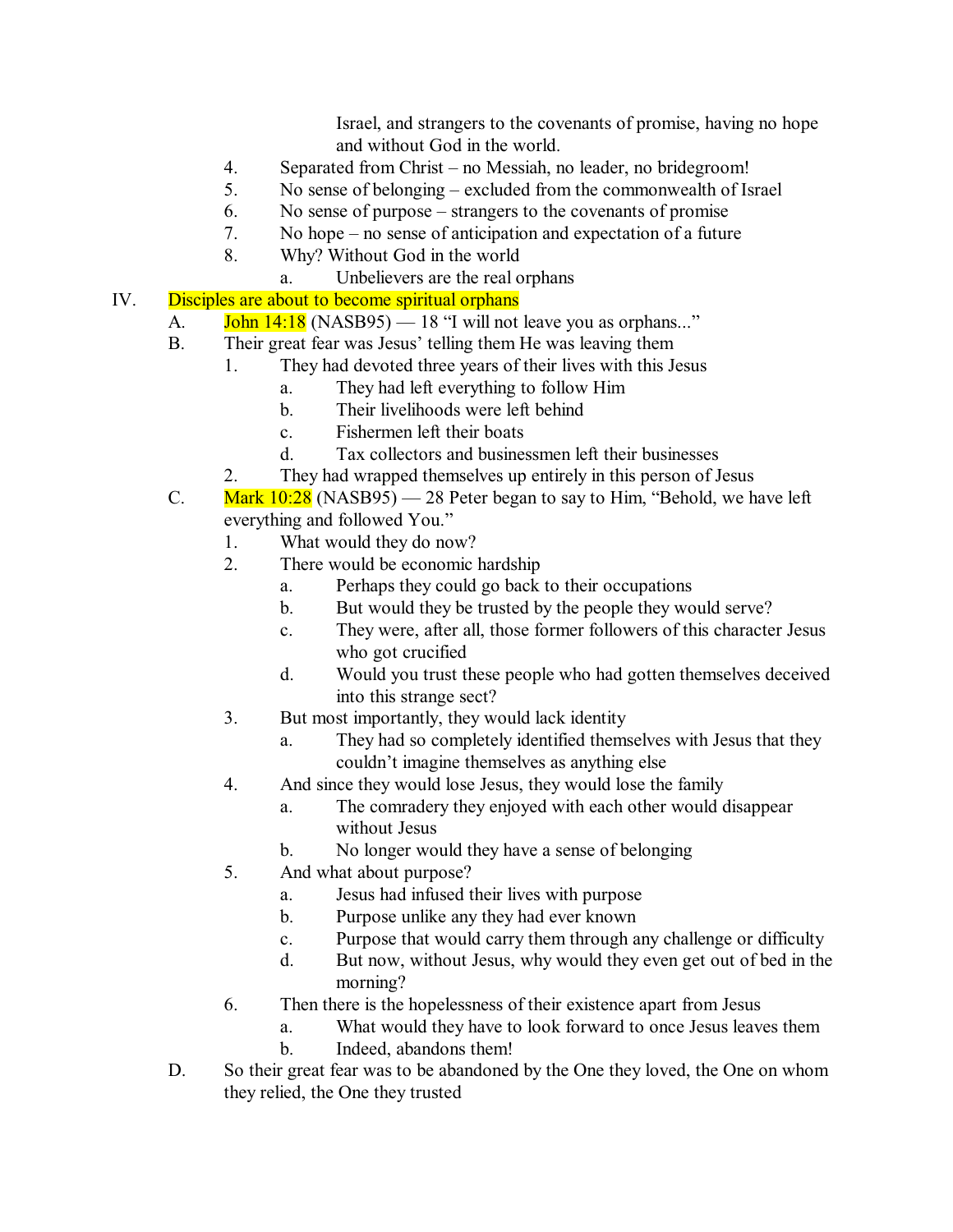Israel, and strangers to the covenants of promise, having no hope and without God in the world.

4. Separated from Christ – no Messiah, no leader, no bridegroom!
5. No sense of belonging – excluded from the commonwealth of Israel
6. No sense of purpose – strangers to the covenants of promise
7. No hope – no sense of anticipation and expectation of a future
8. Why? Without God in the world
    a. Unbelievers are the real orphans

IV. Disciples are about to become spiritual orphans

A. John 14:18 (NASB95) — 18 "I will not leave you as orphans..."

B. Their great fear was Jesus' telling them He was leaving them

1. They had devoted three years of their lives with this Jesus
    a. They had left everything to follow Him
    b. Their livelihoods were left behind
    c. Fishermen left their boats
    d. Tax collectors and businessmen left their businesses
2. They had wrapped themselves up entirely in this person of Jesus

C. Mark 10:28 (NASB95) — 28 Peter began to say to Him, "Behold, we have left everything and followed You."

1. What would they do now?
2. There would be economic hardship
    a. Perhaps they could go back to their occupations
    b. But would they be trusted by the people they would serve?
    c. They were, after all, those former followers of this character Jesus who got crucified
    d. Would you trust these people who had gotten themselves deceived into this strange sect?
3. But most importantly, they would lack identity
    a. They had so completely identified themselves with Jesus that they couldn't imagine themselves as anything else
4. And since they would lose Jesus, they would lose the family
    a. The comradery they enjoyed with each other would disappear without Jesus
    b. No longer would they have a sense of belonging
5. And what about purpose?
    a. Jesus had infused their lives with purpose
    b. Purpose unlike any they had ever known
    c. Purpose that would carry them through any challenge or difficulty
    d. But now, without Jesus, why would they even get out of bed in the morning?
6. Then there is the hopelessness of their existence apart from Jesus
    a. What would they have to look forward to once Jesus leaves them
    b. Indeed, abandons them!

D. So their great fear was to be abandoned by the One they loved, the One on whom they relied, the One they trusted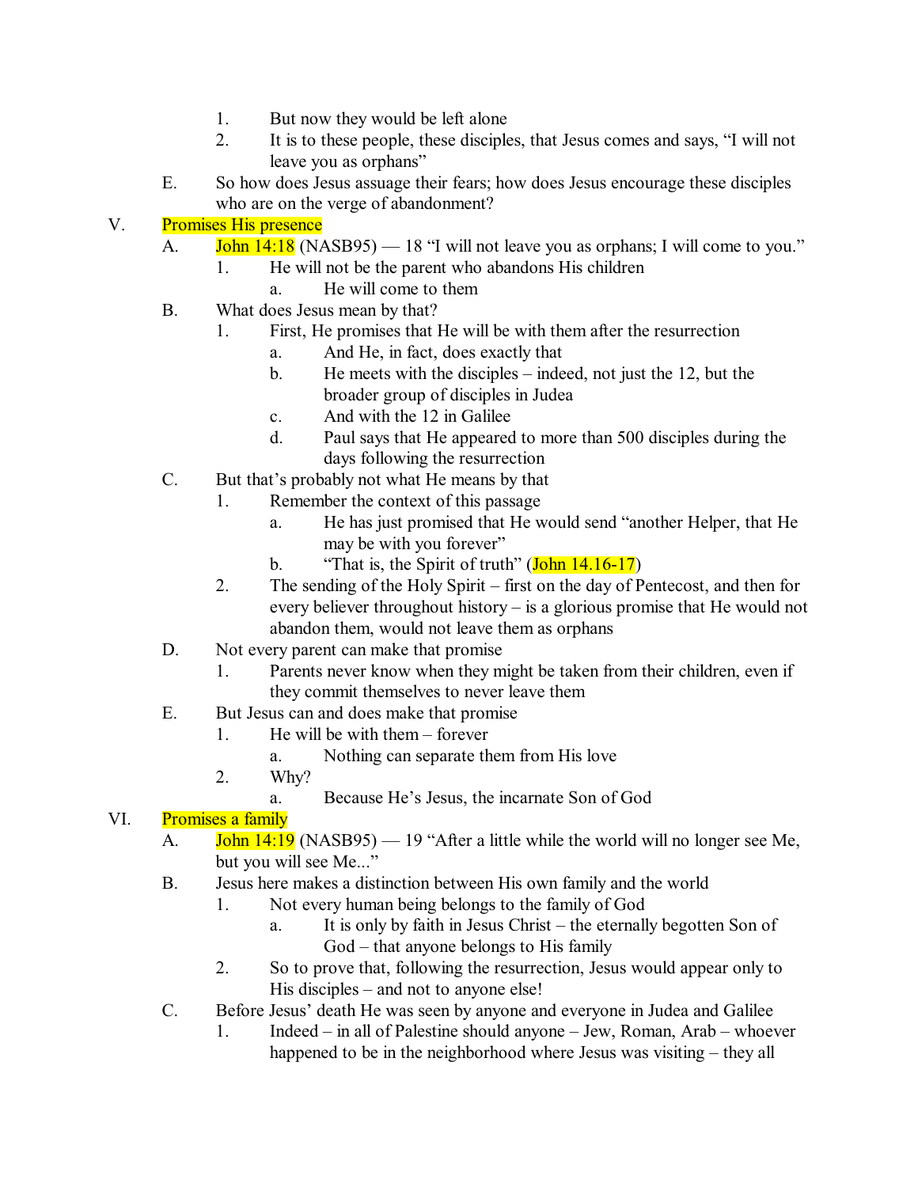1. But now they would be left alone
2. It is to these people, these disciples, that Jesus comes and says, "I will not leave you as orphans"

E. So how does Jesus assuage their fears; how does Jesus encourage these disciples who are on the verge of abandonment?

V. Promises His presence

A. John 14:18 (NASB95) — 18 "I will not leave you as orphans; I will come to you."
   1. He will not be the parent who abandons His children
      a. He will come to them

B. What does Jesus mean by that?
   1. First, He promises that He will be with them after the resurrection
      a. And He, in fact, does exactly that
      b. He meets with the disciples – indeed, not just the 12, but the broader group of disciples in Judea
      c. And with the 12 in Galilee
      d. Paul says that He appeared to more than 500 disciples during the days following the resurrection

C. But that's probably not what He means by that
   1. Remember the context of this passage
      a. He has just promised that He would send "another Helper, that He may be with you forever"
      b. "That is, the Spirit of truth" (John 14.16-17)
   2. The sending of the Holy Spirit – first on the day of Pentecost, and then for every believer throughout history – is a glorious promise that He would not abandon them, would not leave them as orphans

D. Not every parent can make that promise
   1. Parents never know when they might be taken from their children, even if they commit themselves to never leave them

E. But Jesus can and does make that promise
   1. He will be with them – forever
      a. Nothing can separate them from His love
   2. Why?
      a. Because He's Jesus, the incarnate Son of God

VI. Promises a family

A. John 14:19 (NASB95) — 19 "After a little while the world will no longer see Me, but you will see Me..."

B. Jesus here makes a distinction between His own family and the world
   1. Not every human being belongs to the family of God
      a. It is only by faith in Jesus Christ – the eternally begotten Son of God – that anyone belongs to His family
   2. So to prove that, following the resurrection, Jesus would appear only to His disciples – and not to anyone else!

C. Before Jesus' death He was seen by anyone and everyone in Judea and Galilee
   1. Indeed – in all of Palestine should anyone – Jew, Roman, Arab – whoever happened to be in the neighborhood where Jesus was visiting – they all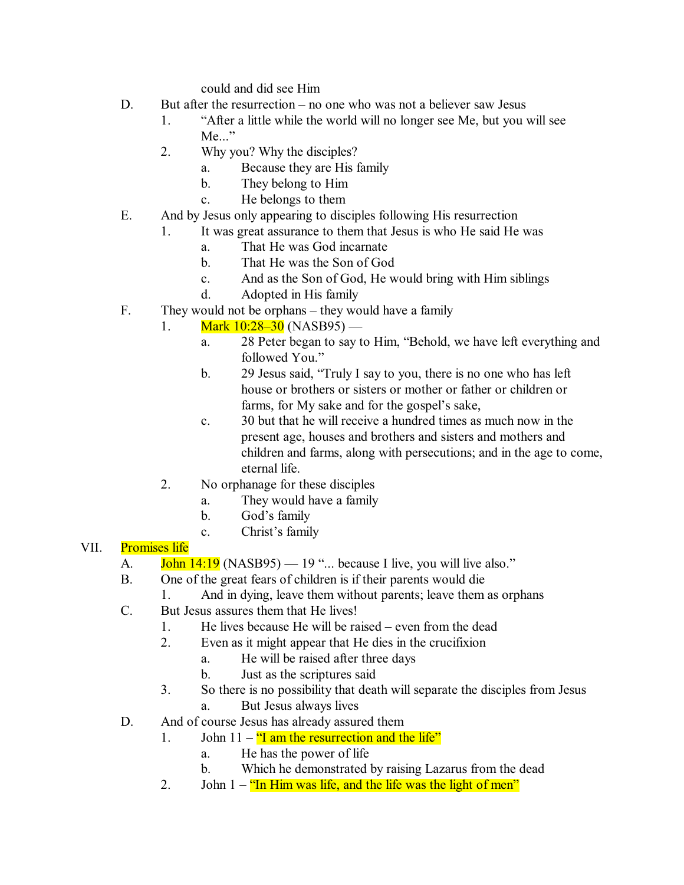could and did see Him

D. But after the resurrection – no one who was not a believer saw Jesus
   1. "After a little while the world will no longer see Me, but you will see Me..."
   2. Why you? Why the disciples?
      a. Because they are His family
      b. They belong to Him
      c. He belongs to them

E. And by Jesus only appearing to disciples following His resurrection
   1. It was great assurance to them that Jesus is who He said He was
      a. That He was God incarnate
      b. That He was the Son of God
      c. And as the Son of God, He would bring with Him siblings
      d. Adopted in His family

F. They would not be orphans – they would have a family
   1. Mark 10:28–30 (NASB95) —
      a. 28 Peter began to say to Him, "Behold, we have left everything and followed You."
      b. 29 Jesus said, "Truly I say to you, there is no one who has left house or brothers or sisters or mother or father or children or farms, for My sake and for the gospel's sake,
      c. 30 but that he will receive a hundred times as much now in the present age, houses and brothers and sisters and mothers and children and farms, along with persecutions; and in the age to come, eternal life.
   2. No orphanage for these disciples
      a. They would have a family
      b. God's family
      c. Christ's family

VII. Promises life

A. John 14:19 (NASB95) — 19 "... because I live, you will live also."

B. One of the great fears of children is if their parents would die
   1. And in dying, leave them without parents; leave them as orphans

C. But Jesus assures them that He lives!
   1. He lives because He will be raised – even from the dead
   2. Even as it might appear that He dies in the crucifixion
      a. He will be raised after three days
      b. Just as the scriptures said
   3. So there is no possibility that death will separate the disciples from Jesus
      a. But Jesus always lives

D. And of course Jesus has already assured them
   1. John 11 – "I am the resurrection and the life"
      a. He has the power of life
      b. Which he demonstrated by raising Lazarus from the dead
   2. John 1 – "In Him was life, and the life was the light of men"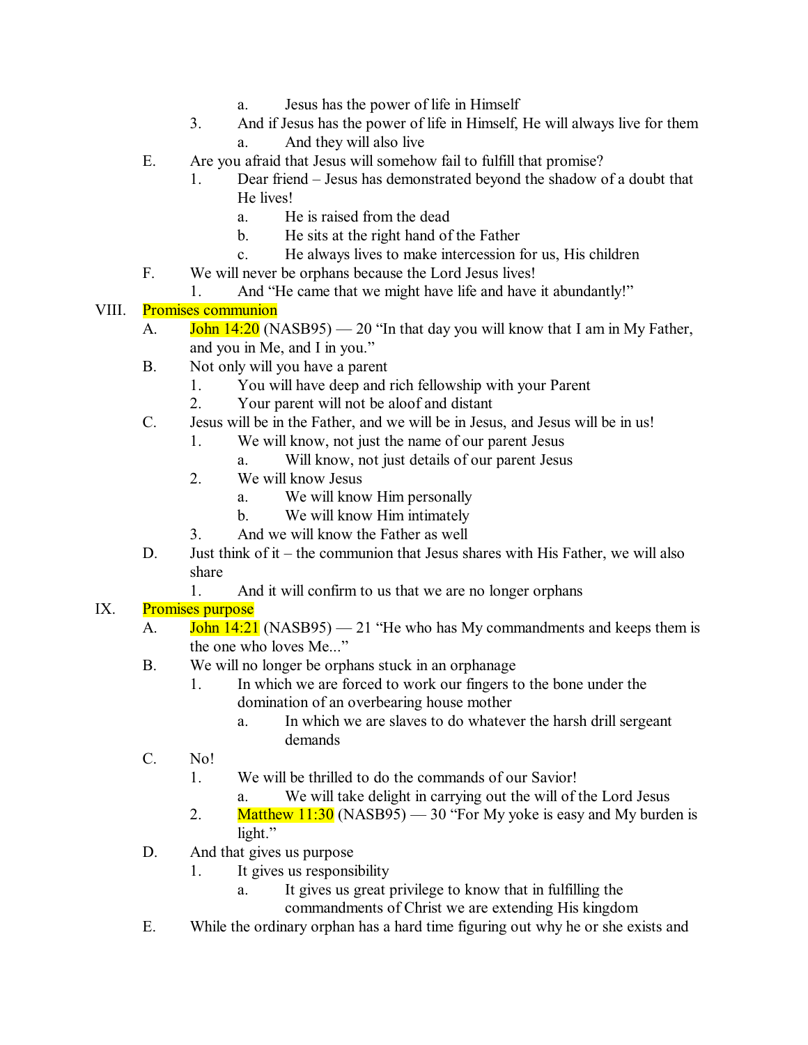- a. Jesus has the power of life in Himself
3. And if Jesus has the power of life in Himself, He will always live for them
   - a. And they will also live

E. Are you afraid that Jesus will somehow fail to fulfill that promise?
1. Dear friend – Jesus has demonstrated beyond the shadow of a doubt that He lives!
   - a. He is raised from the dead
   - b. He sits at the right hand of the Father
   - c. He always lives to make intercession for us, His children

F. We will never be orphans because the Lord Jesus lives!
1. And "He came that we might have life and have it abundantly!"

VIII. Promises communion

A. John 14:20 (NASB95) — 20 "In that day you will know that I am in My Father, and you in Me, and I in you."

B. Not only will you have a parent
1. You will have deep and rich fellowship with your Parent
2. Your parent will not be aloof and distant

C. Jesus will be in the Father, and we will be in Jesus, and Jesus will be in us!
1. We will know, not just the name of our parent Jesus
   - a. Will know, not just details of our parent Jesus
2. We will know Jesus
   - a. We will know Him personally
   - b. We will know Him intimately
3. And we will know the Father as well

D. Just think of it – the communion that Jesus shares with His Father, we will also share
1. And it will confirm to us that we are no longer orphans

IX. Promises purpose

A. John 14:21 (NASB95) — 21 "He who has My commandments and keeps them is the one who loves Me..."

B. We will no longer be orphans stuck in an orphanage
1. In which we are forced to work our fingers to the bone under the domination of an overbearing house mother
   - a. In which we are slaves to do whatever the harsh drill sergeant demands

C. No!
1. We will be thrilled to do the commands of our Savior!
   - a. We will take delight in carrying out the will of the Lord Jesus
2. Matthew 11:30 (NASB95) — 30 "For My yoke is easy and My burden is light."

D. And that gives us purpose
1. It gives us responsibility
   - a. It gives us great privilege to know that in fulfilling the commandments of Christ we are extending His kingdom

E. While the ordinary orphan has a hard time figuring out why he or she exists and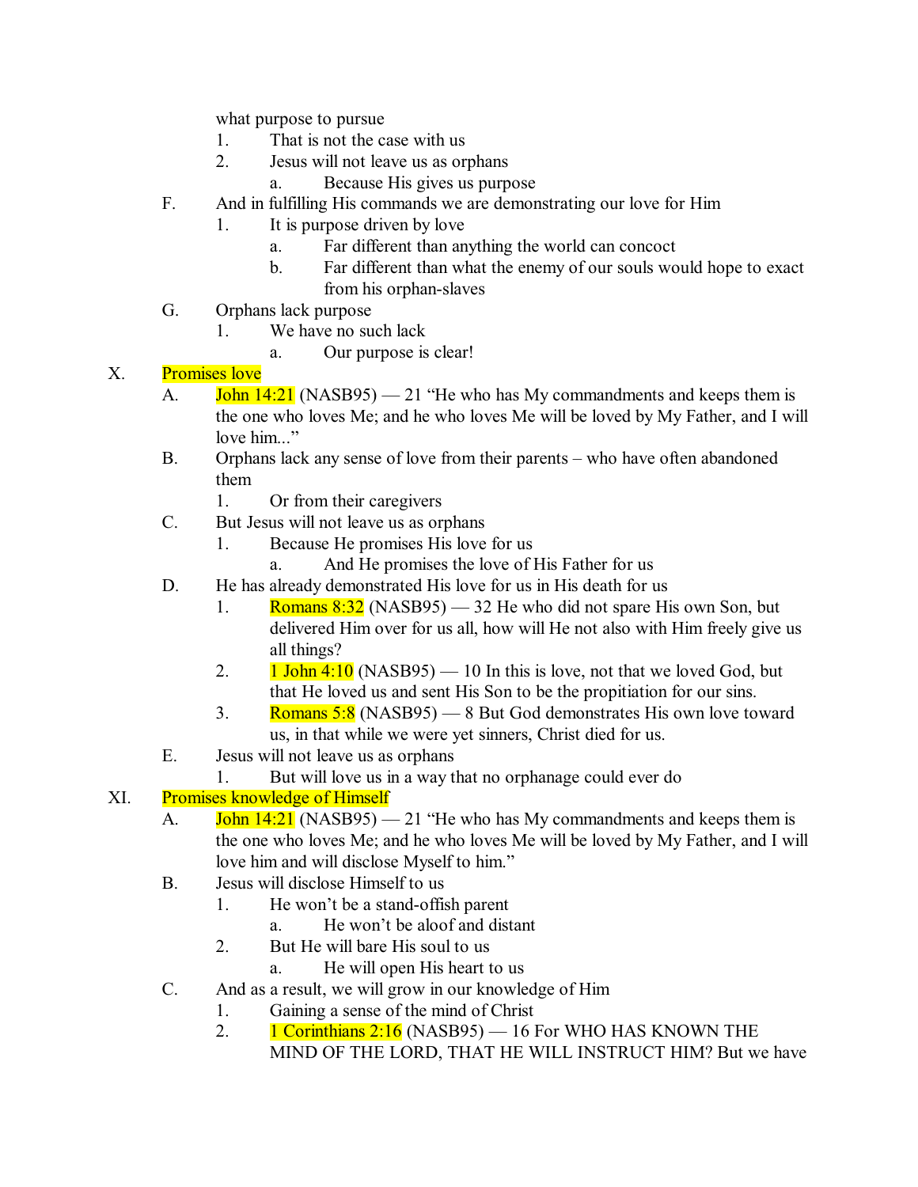what purpose to pursue

1. That is not the case with us
2. Jesus will not leave us as orphans
   a. Because His gives us purpose

F. And in fulfilling His commands we are demonstrating our love for Him

1. It is purpose driven by love
   a. Far different than anything the world can concoct
   b. Far different than what the enemy of our souls would hope to exact from his orphan-slaves

G. Orphans lack purpose

1. We have no such lack
   a. Our purpose is clear!

X. Promises love

A. John 14:21 (NASB95) — 21 "He who has My commandments and keeps them is the one who loves Me; and he who loves Me will be loved by My Father, and I will love him..."

B. Orphans lack any sense of love from their parents – who have often abandoned them

1. Or from their caregivers

C. But Jesus will not leave us as orphans

1. Because He promises His love for us
   a. And He promises the love of His Father for us

D. He has already demonstrated His love for us in His death for us

1. Romans 8:32 (NASB95) — 32 He who did not spare His own Son, but delivered Him over for us all, how will He not also with Him freely give us all things?
2. 1 John 4:10 (NASB95) — 10 In this is love, not that we loved God, but that He loved us and sent His Son to be the propitiation for our sins.
3. Romans 5:8 (NASB95) — 8 But God demonstrates His own love toward us, in that while we were yet sinners, Christ died for us.

E. Jesus will not leave us as orphans

1. But will love us in a way that no orphanage could ever do

XI. Promises knowledge of Himself

A. John 14:21 (NASB95) — 21 "He who has My commandments and keeps them is the one who loves Me; and he who loves Me will be loved by My Father, and I will love him and will disclose Myself to him."

B. Jesus will disclose Himself to us

1. He won't be a stand-offish parent
   a. He won't be aloof and distant
2. But He will bare His soul to us
   a. He will open His heart to us

C. And as a result, we will grow in our knowledge of Him

1. Gaining a sense of the mind of Christ
2. 1 Corinthians 2:16 (NASB95) — 16 For WHO HAS KNOWN THE MIND OF THE LORD, THAT HE WILL INSTRUCT HIM? But we have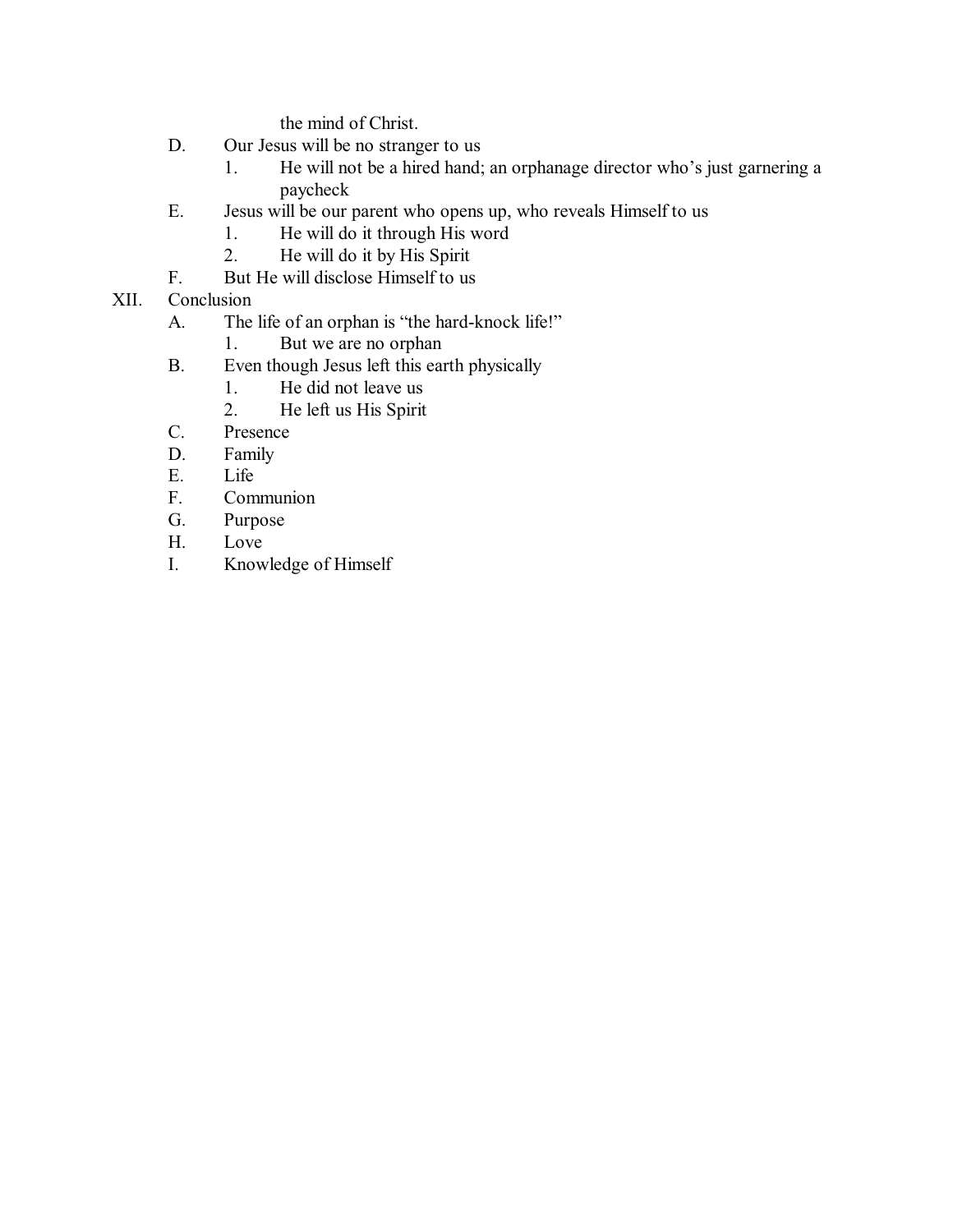the mind of Christ.

D. Our Jesus will be no stranger to us
   1. He will not be a hired hand; an orphanage director who's just garnering a paycheck

E. Jesus will be our parent who opens up, who reveals Himself to us
   1. He will do it through His word
   2. He will do it by His Spirit

F. But He will disclose Himself to us

XII. Conclusion

A. The life of an orphan is "the hard-knock life!"
   1. But we are no orphan

B. Even though Jesus left this earth physically
   1. He did not leave us
   2. He left us His Spirit

C. Presence

D. Family

E. Life

F. Communion

G. Purpose

H. Love

I. Knowledge of Himself